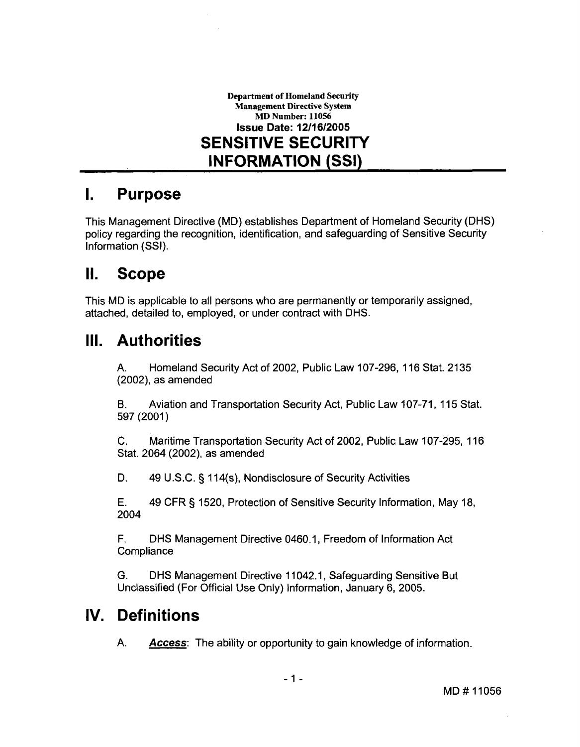Department of Homeland Security
Management Directive System
MD Number: 11056
**Issue Date: 12/16/2005**

# SENSITIVE SECURITY INFORMATION (SSI)

## I. Purpose

This Management Directive (MD) establishes Department of Homeland Security (DHS) policy regarding the recognition, identification, and safeguarding of Sensitive Security Information (SSI).

## II. Scope

This MD is applicable to all persons who are permanently or temporarily assigned, attached, detailed to, employed, or under contract with DHS.

## III. Authorities

A. Homeland Security Act of 2002, Public Law 107-296, 116 Stat. 2135 (2002), as amended

B. Aviation and Transportation Security Act, Public Law 107-71, 115 Stat. 597 (2001)

C. Maritime Transportation Security Act of 2002, Public Law 107-295, 116 Stat. 2064 (2002), as amended

D. 49 U.S.C. § 114(s), Nondisclosure of Security Activities

E. 49 CFR § 1520, Protection of Sensitive Security Information, May 18, 2004

F. DHS Management Directive 0460.1, Freedom of Information Act Compliance

G. DHS Management Directive 11042.1, Safeguarding Sensitive But Unclassified (For Official Use Only) Information, January 6, 2005.

## IV. Definitions

A. ***Access***: The ability or opportunity to gain knowledge of information.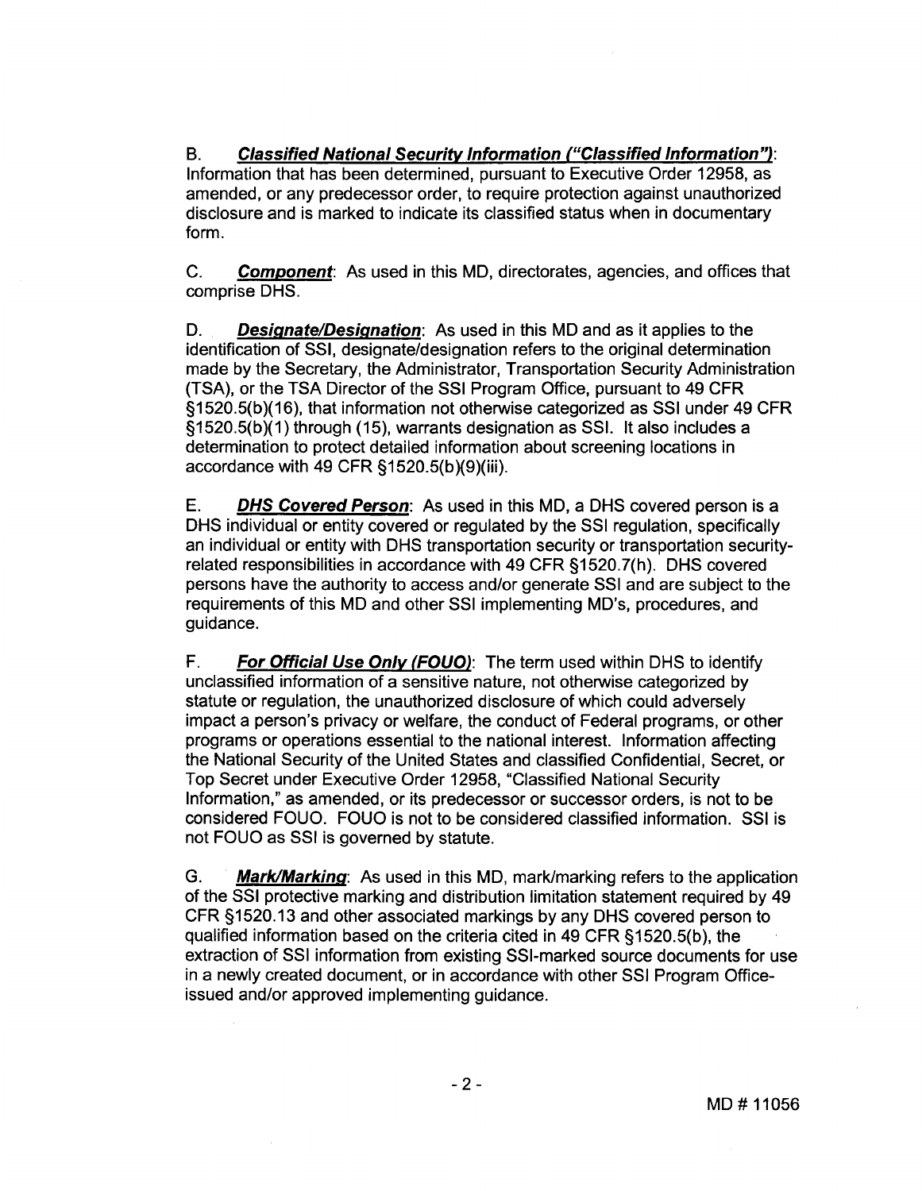B. ***Classified National Security Information ("Classified Information")***: Information that has been determined, pursuant to Executive Order 12958, as amended, or any predecessor order, to require protection against unauthorized disclosure and is marked to indicate its classified status when in documentary form.

C. ***Component***: As used in this MD, directorates, agencies, and offices that comprise DHS.

D. ***Designate/Designation***: As used in this MD and as it applies to the identification of SSI, designate/designation refers to the original determination made by the Secretary, the Administrator, Transportation Security Administration (TSA), or the TSA Director of the SSI Program Office, pursuant to 49 CFR §1520.5(b)(16), that information not otherwise categorized as SSI under 49 CFR §1520.5(b)(1) through (15), warrants designation as SSI. It also includes a determination to protect detailed information about screening locations in accordance with 49 CFR §1520.5(b)(9)(iii).

E. ***DHS Covered Person***: As used in this MD, a DHS covered person is a DHS individual or entity covered or regulated by the SSI regulation, specifically an individual or entity with DHS transportation security or transportation security-related responsibilities in accordance with 49 CFR §1520.7(h). DHS covered persons have the authority to access and/or generate SSI and are subject to the requirements of this MD and other SSI implementing MD's, procedures, and guidance.

F. ***For Official Use Only (FOUO)***: The term used within DHS to identify unclassified information of a sensitive nature, not otherwise categorized by statute or regulation, the unauthorized disclosure of which could adversely impact a person's privacy or welfare, the conduct of Federal programs, or other programs or operations essential to the national interest. Information affecting the National Security of the United States and classified Confidential, Secret, or Top Secret under Executive Order 12958, "Classified National Security Information," as amended, or its predecessor or successor orders, is not to be considered FOUO. FOUO is not to be considered classified information. SSI is not FOUO as SSI is governed by statute.

G. ***Mark/Marking***: As used in this MD, mark/marking refers to the application of the SSI protective marking and distribution limitation statement required by 49 CFR §1520.13 and other associated markings by any DHS covered person to qualified information based on the criteria cited in 49 CFR §1520.5(b), the extraction of SSI information from existing SSI-marked source documents for use in a newly created document, or in accordance with other SSI Program Office-issued and/or approved implementing guidance.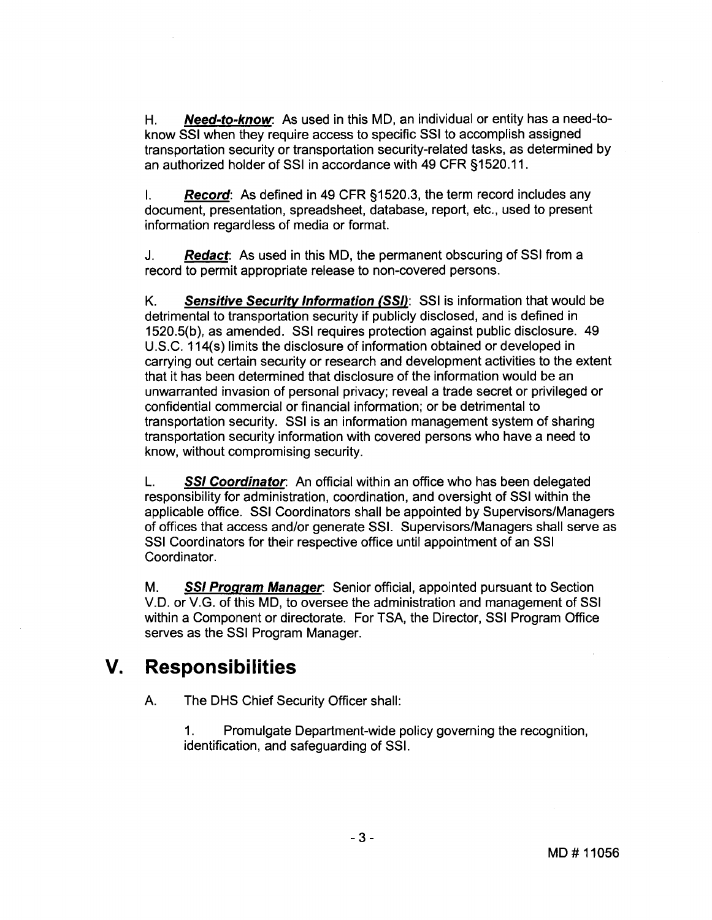H. ***Need-to-know***: As used in this MD, an individual or entity has a need-to-know SSI when they require access to specific SSI to accomplish assigned transportation security or transportation security-related tasks, as determined by an authorized holder of SSI in accordance with 49 CFR §1520.11.

I. ***Record***: As defined in 49 CFR §1520.3, the term record includes any document, presentation, spreadsheet, database, report, etc., used to present information regardless of media or format.

J. ***Redact***: As used in this MD, the permanent obscuring of SSI from a record to permit appropriate release to non-covered persons.

K. ***Sensitive Security Information (SSI)***: SSI is information that would be detrimental to transportation security if publicly disclosed, and is defined in 1520.5(b), as amended. SSI requires protection against public disclosure. 49 U.S.C. 114(s) limits the disclosure of information obtained or developed in carrying out certain security or research and development activities to the extent that it has been determined that disclosure of the information would be an unwarranted invasion of personal privacy; reveal a trade secret or privileged or confidential commercial or financial information; or be detrimental to transportation security. SSI is an information management system of sharing transportation security information with covered persons who have a need to know, without compromising security.

L. ***SSI Coordinator***: An official within an office who has been delegated responsibility for administration, coordination, and oversight of SSI within the applicable office. SSI Coordinators shall be appointed by Supervisors/Managers of offices that access and/or generate SSI. Supervisors/Managers shall serve as SSI Coordinators for their respective office until appointment of an SSI Coordinator.

M. ***SSI Program Manager***: Senior official, appointed pursuant to Section V.D. or V.G. of this MD, to oversee the administration and management of SSI within a Component or directorate. For TSA, the Director, SSI Program Office serves as the SSI Program Manager.

# V. Responsibilities

A. The DHS Chief Security Officer shall:

1. Promulgate Department-wide policy governing the recognition, identification, and safeguarding of SSI.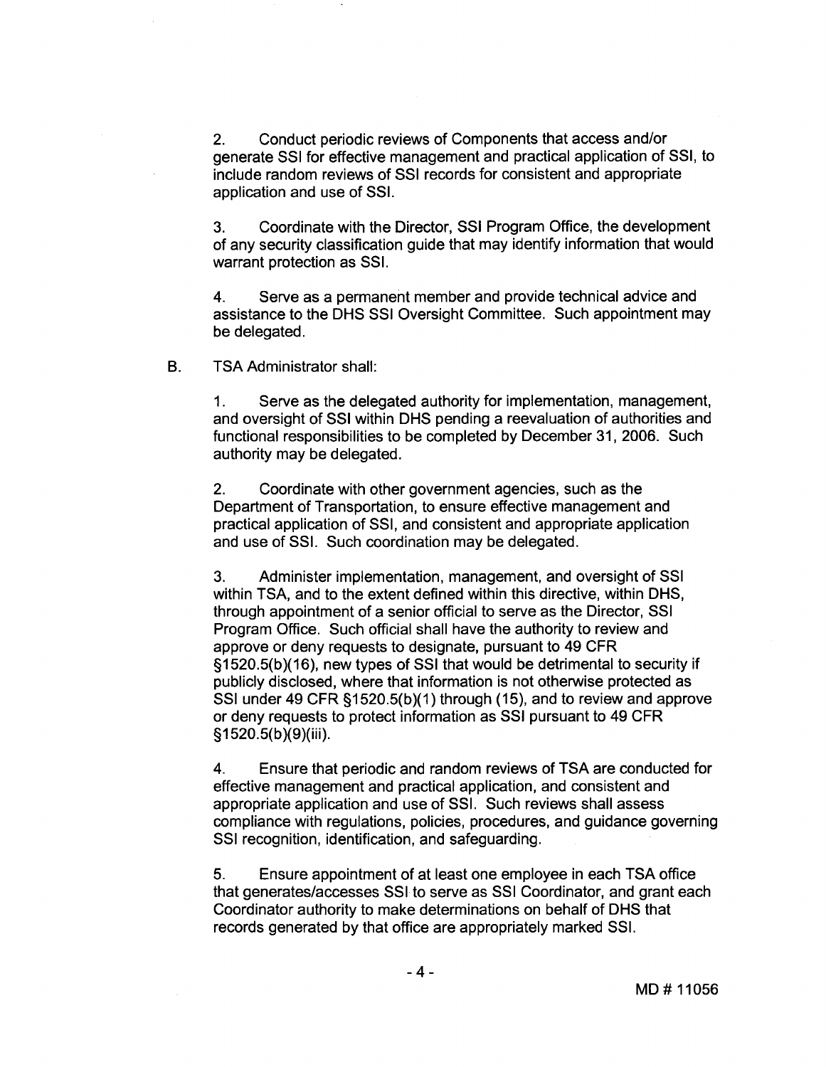2. Conduct periodic reviews of Components that access and/or generate SSI for effective management and practical application of SSI, to include random reviews of SSI records for consistent and appropriate application and use of SSI.

3. Coordinate with the Director, SSI Program Office, the development of any security classification guide that may identify information that would warrant protection as SSI.

4. Serve as a permanent member and provide technical advice and assistance to the DHS SSI Oversight Committee. Such appointment may be delegated.

B. TSA Administrator shall:

1. Serve as the delegated authority for implementation, management, and oversight of SSI within DHS pending a reevaluation of authorities and functional responsibilities to be completed by December 31, 2006. Such authority may be delegated.

2. Coordinate with other government agencies, such as the Department of Transportation, to ensure effective management and practical application of SSI, and consistent and appropriate application and use of SSI. Such coordination may be delegated.

3. Administer implementation, management, and oversight of SSI within TSA, and to the extent defined within this directive, within DHS, through appointment of a senior official to serve as the Director, SSI Program Office. Such official shall have the authority to review and approve or deny requests to designate, pursuant to 49 CFR §1520.5(b)(16), new types of SSI that would be detrimental to security if publicly disclosed, where that information is not otherwise protected as SSI under 49 CFR §1520.5(b)(1) through (15), and to review and approve or deny requests to protect information as SSI pursuant to 49 CFR §1520.5(b)(9)(iii).

4. Ensure that periodic and random reviews of TSA are conducted for effective management and practical application, and consistent and appropriate application and use of SSI. Such reviews shall assess compliance with regulations, policies, procedures, and guidance governing SSI recognition, identification, and safeguarding.

5. Ensure appointment of at least one employee in each TSA office that generates/accesses SSI to serve as SSI Coordinator, and grant each Coordinator authority to make determinations on behalf of DHS that records generated by that office are appropriately marked SSI.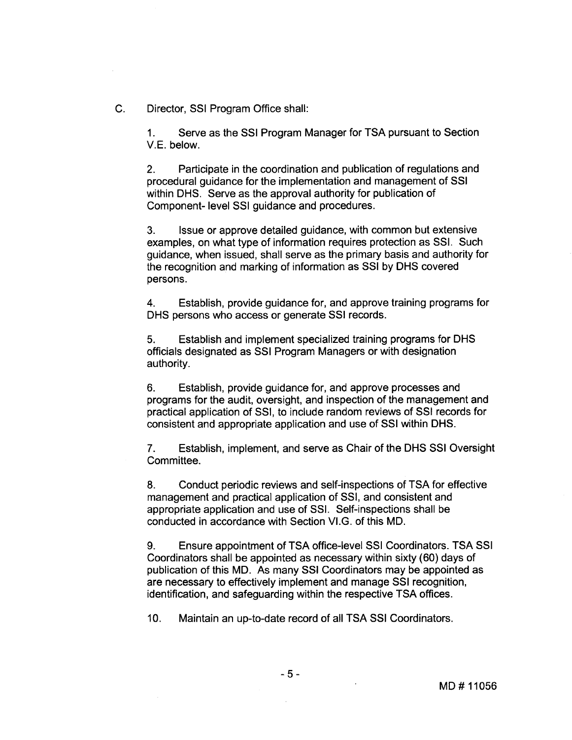C. Director, SSI Program Office shall:

1. Serve as the SSI Program Manager for TSA pursuant to Section V.E. below.

2. Participate in the coordination and publication of regulations and procedural guidance for the implementation and management of SSI within DHS. Serve as the approval authority for publication of Component- level SSI guidance and procedures.

3. Issue or approve detailed guidance, with common but extensive examples, on what type of information requires protection as SSI. Such guidance, when issued, shall serve as the primary basis and authority for the recognition and marking of information as SSI by DHS covered persons.

4. Establish, provide guidance for, and approve training programs for DHS persons who access or generate SSI records.

5. Establish and implement specialized training programs for DHS officials designated as SSI Program Managers or with designation authority.

6. Establish, provide guidance for, and approve processes and programs for the audit, oversight, and inspection of the management and practical application of SSI, to include random reviews of SSI records for consistent and appropriate application and use of SSI within DHS.

7. Establish, implement, and serve as Chair of the DHS SSI Oversight Committee.

8. Conduct periodic reviews and self-inspections of TSA for effective management and practical application of SSI, and consistent and appropriate application and use of SSI. Self-inspections shall be conducted in accordance with Section VI.G. of this MD.

9. Ensure appointment of TSA office-level SSI Coordinators. TSA SSI Coordinators shall be appointed as necessary within sixty (60) days of publication of this MD. As many SSI Coordinators may be appointed as are necessary to effectively implement and manage SSI recognition, identification, and safeguarding within the respective TSA offices.

10. Maintain an up-to-date record of all TSA SSI Coordinators.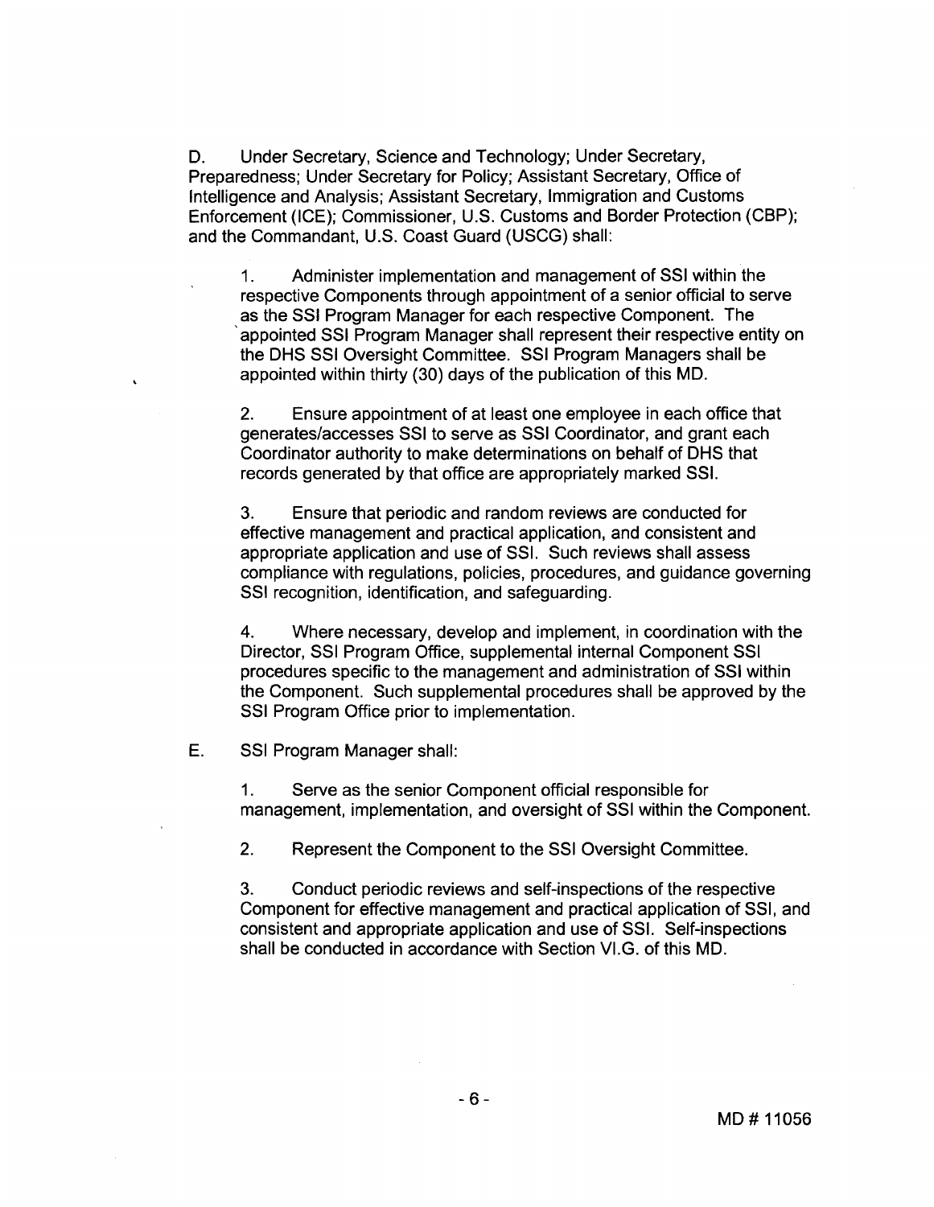D. Under Secretary, Science and Technology; Under Secretary, Preparedness; Under Secretary for Policy; Assistant Secretary, Office of Intelligence and Analysis; Assistant Secretary, Immigration and Customs Enforcement (ICE); Commissioner, U.S. Customs and Border Protection (CBP); and the Commandant, U.S. Coast Guard (USCG) shall:

1. Administer implementation and management of SSI within the respective Components through appointment of a senior official to serve as the SSI Program Manager for each respective Component. The appointed SSI Program Manager shall represent their respective entity on the DHS SSI Oversight Committee. SSI Program Managers shall be appointed within thirty (30) days of the publication of this MD.

2. Ensure appointment of at least one employee in each office that generates/accesses SSI to serve as SSI Coordinator, and grant each Coordinator authority to make determinations on behalf of DHS that records generated by that office are appropriately marked SSI.

3. Ensure that periodic and random reviews are conducted for effective management and practical application, and consistent and appropriate application and use of SSI. Such reviews shall assess compliance with regulations, policies, procedures, and guidance governing SSI recognition, identification, and safeguarding.

4. Where necessary, develop and implement, in coordination with the Director, SSI Program Office, supplemental internal Component SSI procedures specific to the management and administration of SSI within the Component. Such supplemental procedures shall be approved by the SSI Program Office prior to implementation.

E. SSI Program Manager shall:

1. Serve as the senior Component official responsible for management, implementation, and oversight of SSI within the Component.

2. Represent the Component to the SSI Oversight Committee.

3. Conduct periodic reviews and self-inspections of the respective Component for effective management and practical application of SSI, and consistent and appropriate application and use of SSI. Self-inspections shall be conducted in accordance with Section VI.G. of this MD.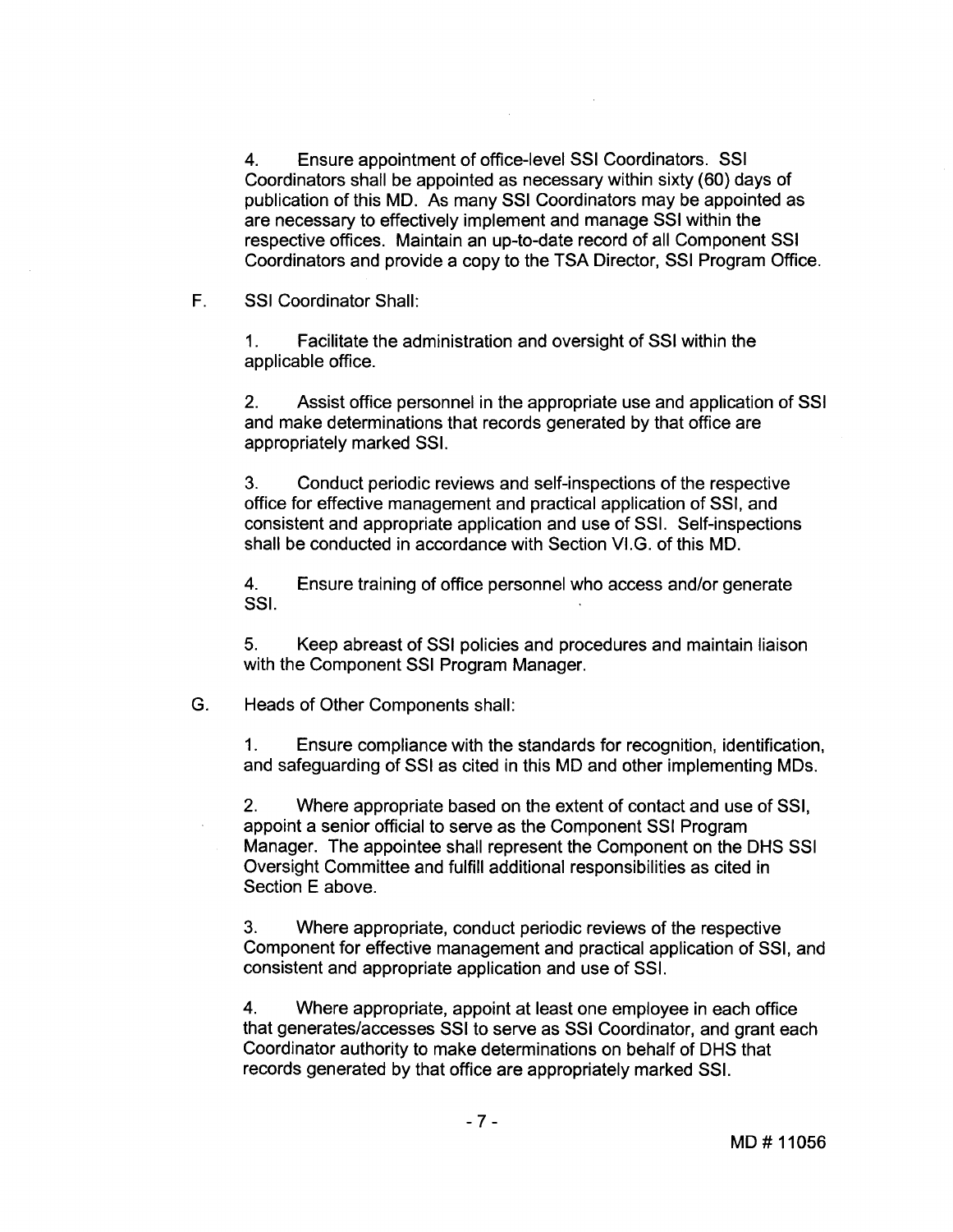4. Ensure appointment of office-level SSI Coordinators. SSI Coordinators shall be appointed as necessary within sixty (60) days of publication of this MD. As many SSI Coordinators may be appointed as are necessary to effectively implement and manage SSI within the respective offices. Maintain an up-to-date record of all Component SSI Coordinators and provide a copy to the TSA Director, SSI Program Office.

F. SSI Coordinator Shall:

1. Facilitate the administration and oversight of SSI within the applicable office.

2. Assist office personnel in the appropriate use and application of SSI and make determinations that records generated by that office are appropriately marked SSI.

3. Conduct periodic reviews and self-inspections of the respective office for effective management and practical application of SSI, and consistent and appropriate application and use of SSI. Self-inspections shall be conducted in accordance with Section VI.G. of this MD.

4. Ensure training of office personnel who access and/or generate SSI.

5. Keep abreast of SSI policies and procedures and maintain liaison with the Component SSI Program Manager.

G. Heads of Other Components shall:

1. Ensure compliance with the standards for recognition, identification, and safeguarding of SSI as cited in this MD and other implementing MDs.

2. Where appropriate based on the extent of contact and use of SSI, appoint a senior official to serve as the Component SSI Program Manager. The appointee shall represent the Component on the DHS SSI Oversight Committee and fulfill additional responsibilities as cited in Section E above.

3. Where appropriate, conduct periodic reviews of the respective Component for effective management and practical application of SSI, and consistent and appropriate application and use of SSI.

4. Where appropriate, appoint at least one employee in each office that generates/accesses SSI to serve as SSI Coordinator, and grant each Coordinator authority to make determinations on behalf of DHS that records generated by that office are appropriately marked SSI.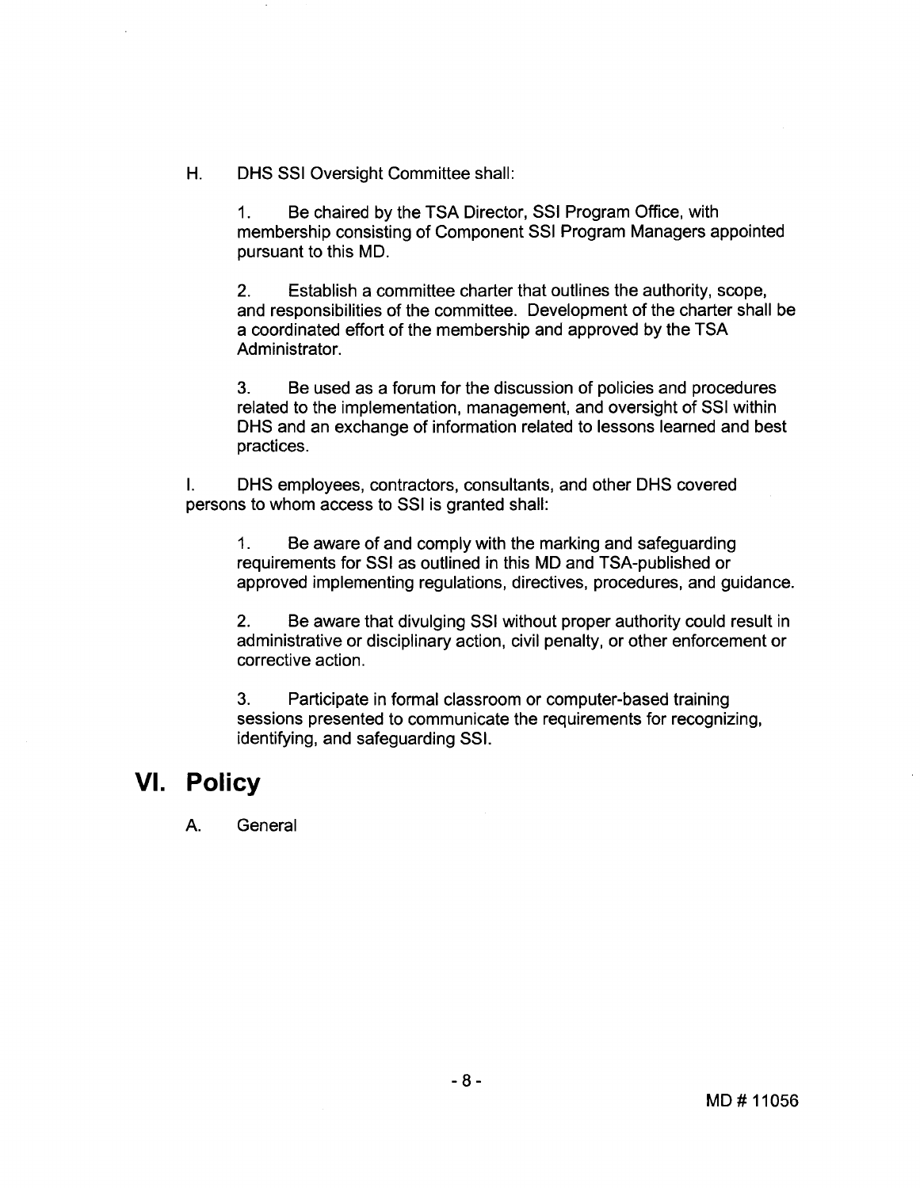H. DHS SSI Oversight Committee shall:

1. Be chaired by the TSA Director, SSI Program Office, with membership consisting of Component SSI Program Managers appointed pursuant to this MD.

2. Establish a committee charter that outlines the authority, scope, and responsibilities of the committee. Development of the charter shall be a coordinated effort of the membership and approved by the TSA Administrator.

3. Be used as a forum for the discussion of policies and procedures related to the implementation, management, and oversight of SSI within DHS and an exchange of information related to lessons learned and best practices.

I. DHS employees, contractors, consultants, and other DHS covered persons to whom access to SSI is granted shall:

1. Be aware of and comply with the marking and safeguarding requirements for SSI as outlined in this MD and TSA-published or approved implementing regulations, directives, procedures, and guidance.

2. Be aware that divulging SSI without proper authority could result in administrative or disciplinary action, civil penalty, or other enforcement or corrective action.

3. Participate in formal classroom or computer-based training sessions presented to communicate the requirements for recognizing, identifying, and safeguarding SSI.

# VI. Policy

A. General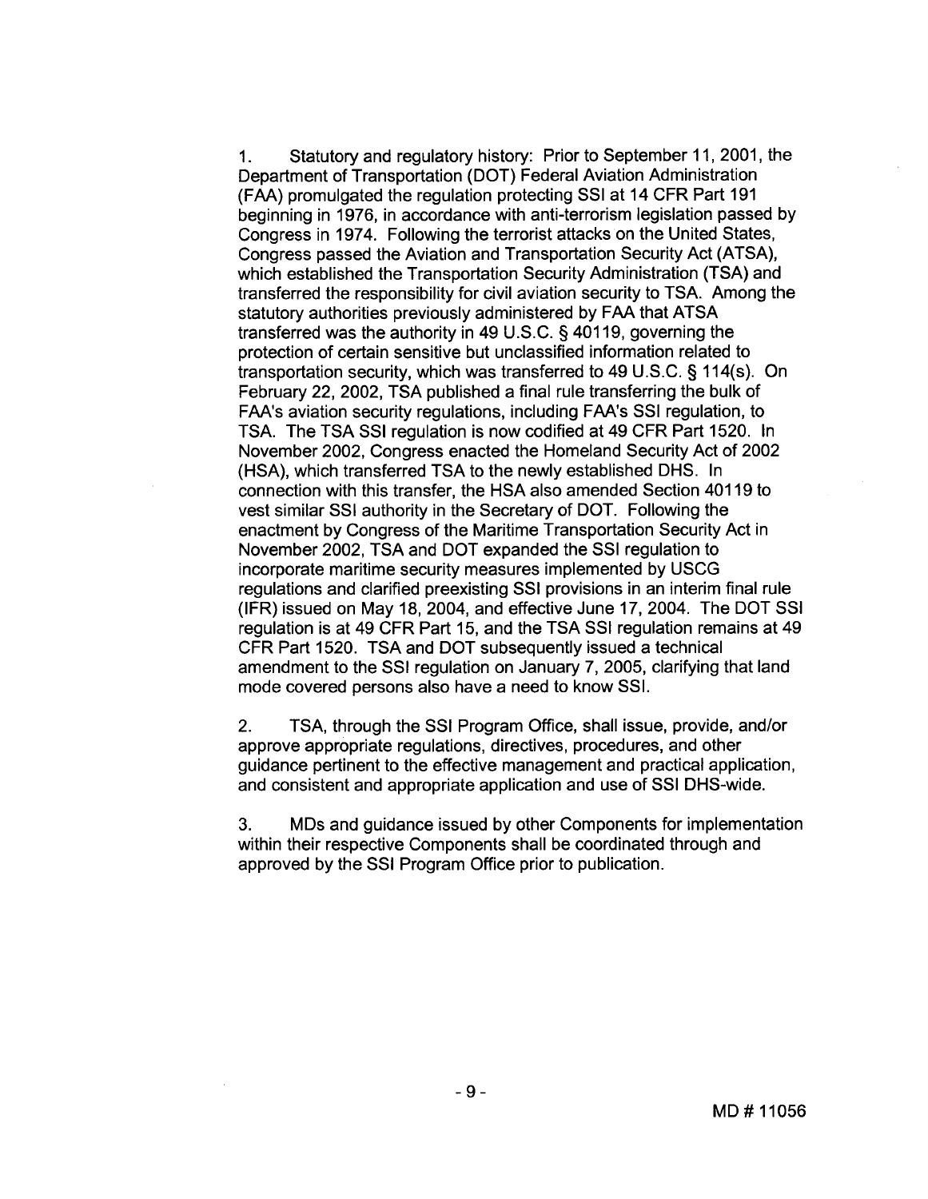1. Statutory and regulatory history: Prior to September 11, 2001, the Department of Transportation (DOT) Federal Aviation Administration (FAA) promulgated the regulation protecting SSI at 14 CFR Part 191 beginning in 1976, in accordance with anti-terrorism legislation passed by Congress in 1974. Following the terrorist attacks on the United States, Congress passed the Aviation and Transportation Security Act (ATSA), which established the Transportation Security Administration (TSA) and transferred the responsibility for civil aviation security to TSA. Among the statutory authorities previously administered by FAA that ATSA transferred was the authority in 49 U.S.C. § 40119, governing the protection of certain sensitive but unclassified information related to transportation security, which was transferred to 49 U.S.C. § 114(s). On February 22, 2002, TSA published a final rule transferring the bulk of FAA's aviation security regulations, including FAA's SSI regulation, to TSA. The TSA SSI regulation is now codified at 49 CFR Part 1520. In November 2002, Congress enacted the Homeland Security Act of 2002 (HSA), which transferred TSA to the newly established DHS. In connection with this transfer, the HSA also amended Section 40119 to vest similar SSI authority in the Secretary of DOT. Following the enactment by Congress of the Maritime Transportation Security Act in November 2002, TSA and DOT expanded the SSI regulation to incorporate maritime security measures implemented by USCG regulations and clarified preexisting SSI provisions in an interim final rule (IFR) issued on May 18, 2004, and effective June 17, 2004. The DOT SSI regulation is at 49 CFR Part 15, and the TSA SSI regulation remains at 49 CFR Part 1520. TSA and DOT subsequently issued a technical amendment to the SSI regulation on January 7, 2005, clarifying that land mode covered persons also have a need to know SSI.

2. TSA, through the SSI Program Office, shall issue, provide, and/or approve appropriate regulations, directives, procedures, and other guidance pertinent to the effective management and practical application, and consistent and appropriate application and use of SSI DHS-wide.

3. MDs and guidance issued by other Components for implementation within their respective Components shall be coordinated through and approved by the SSI Program Office prior to publication.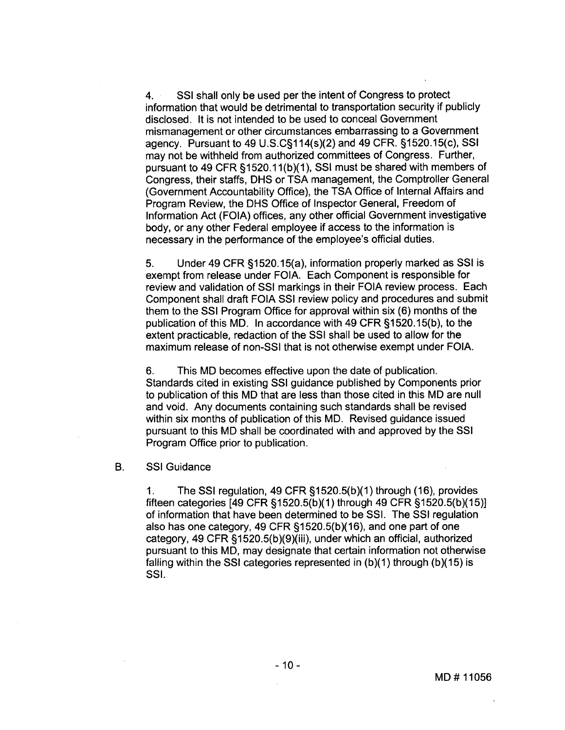4. SSI shall only be used per the intent of Congress to protect information that would be detrimental to transportation security if publicly disclosed. It is not intended to be used to conceal Government mismanagement or other circumstances embarrassing to a Government agency. Pursuant to 49 U.S.C§114(s)(2) and 49 CFR. §1520.15(c), SSI may not be withheld from authorized committees of Congress. Further, pursuant to 49 CFR §1520.11(b)(1), SSI must be shared with members of Congress, their staffs, DHS or TSA management, the Comptroller General (Government Accountability Office), the TSA Office of Internal Affairs and Program Review, the DHS Office of Inspector General, Freedom of Information Act (FOIA) offices, any other official Government investigative body, or any other Federal employee if access to the information is necessary in the performance of the employee's official duties.

5. Under 49 CFR §1520.15(a), information properly marked as SSI is exempt from release under FOIA. Each Component is responsible for review and validation of SSI markings in their FOIA review process. Each Component shall draft FOIA SSI review policy and procedures and submit them to the SSI Program Office for approval within six (6) months of the publication of this MD. In accordance with 49 CFR §1520.15(b), to the extent practicable, redaction of the SSI shall be used to allow for the maximum release of non-SSI that is not otherwise exempt under FOIA.

6. This MD becomes effective upon the date of publication. Standards cited in existing SSI guidance published by Components prior to publication of this MD that are less than those cited in this MD are null and void. Any documents containing such standards shall be revised within six months of publication of this MD. Revised guidance issued pursuant to this MD shall be coordinated with and approved by the SSI Program Office prior to publication.

B. SSI Guidance

1. The SSI regulation, 49 CFR §1520.5(b)(1) through (16), provides fifteen categories [49 CFR §1520.5(b)(1) through 49 CFR §1520.5(b)(15)] of information that have been determined to be SSI. The SSI regulation also has one category, 49 CFR §1520.5(b)(16), and one part of one category, 49 CFR §1520.5(b)(9)(iii), under which an official, authorized pursuant to this MD, may designate that certain information not otherwise falling within the SSI categories represented in (b)(1) through (b)(15) is SSI.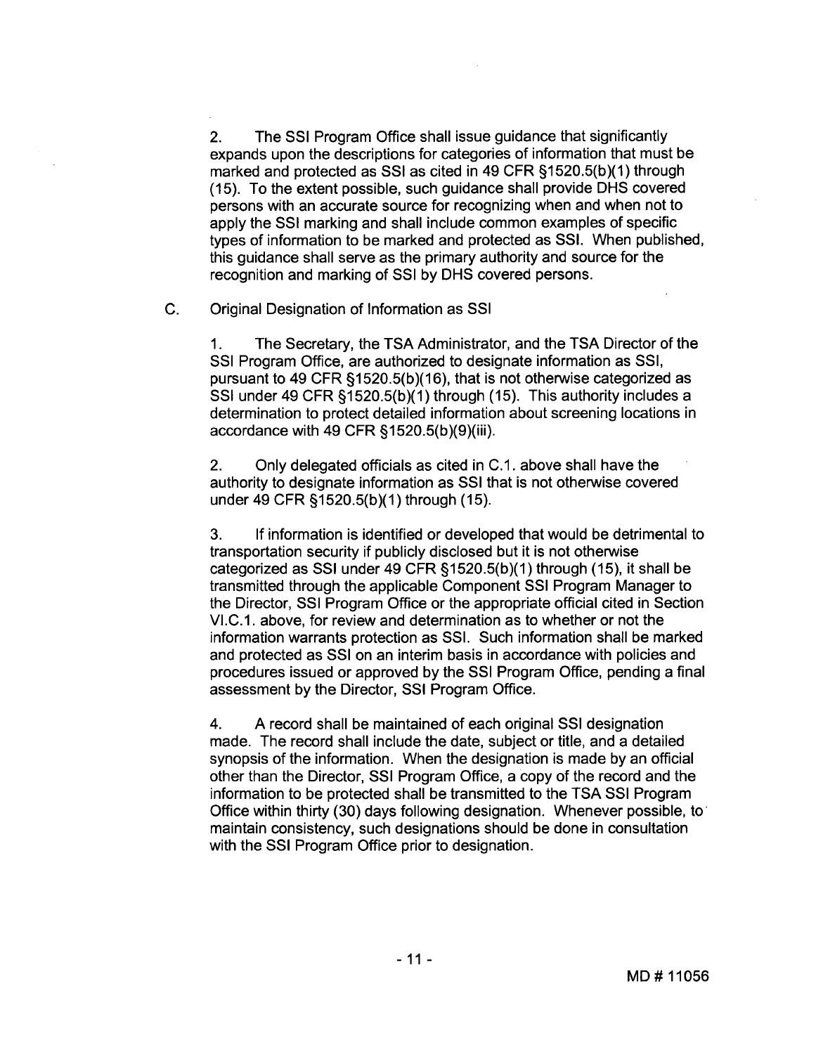2. The SSI Program Office shall issue guidance that significantly expands upon the descriptions for categories of information that must be marked and protected as SSI as cited in 49 CFR §1520.5(b)(1) through (15). To the extent possible, such guidance shall provide DHS covered persons with an accurate source for recognizing when and when not to apply the SSI marking and shall include common examples of specific types of information to be marked and protected as SSI. When published, this guidance shall serve as the primary authority and source for the recognition and marking of SSI by DHS covered persons.

C. Original Designation of Information as SSI

1. The Secretary, the TSA Administrator, and the TSA Director of the SSI Program Office, are authorized to designate information as SSI, pursuant to 49 CFR §1520.5(b)(16), that is not otherwise categorized as SSI under 49 CFR §1520.5(b)(1) through (15). This authority includes a determination to protect detailed information about screening locations in accordance with 49 CFR §1520.5(b)(9)(iii).

2. Only delegated officials as cited in C.1. above shall have the authority to designate information as SSI that is not otherwise covered under 49 CFR §1520.5(b)(1) through (15).

3. If information is identified or developed that would be detrimental to transportation security if publicly disclosed but it is not otherwise categorized as SSI under 49 CFR §1520.5(b)(1) through (15), it shall be transmitted through the applicable Component SSI Program Manager to the Director, SSI Program Office or the appropriate official cited in Section VI.C.1. above, for review and determination as to whether or not the information warrants protection as SSI. Such information shall be marked and protected as SSI on an interim basis in accordance with policies and procedures issued or approved by the SSI Program Office, pending a final assessment by the Director, SSI Program Office.

4. A record shall be maintained of each original SSI designation made. The record shall include the date, subject or title, and a detailed synopsis of the information. When the designation is made by an official other than the Director, SSI Program Office, a copy of the record and the information to be protected shall be transmitted to the TSA SSI Program Office within thirty (30) days following designation. Whenever possible, to maintain consistency, such designations should be done in consultation with the SSI Program Office prior to designation.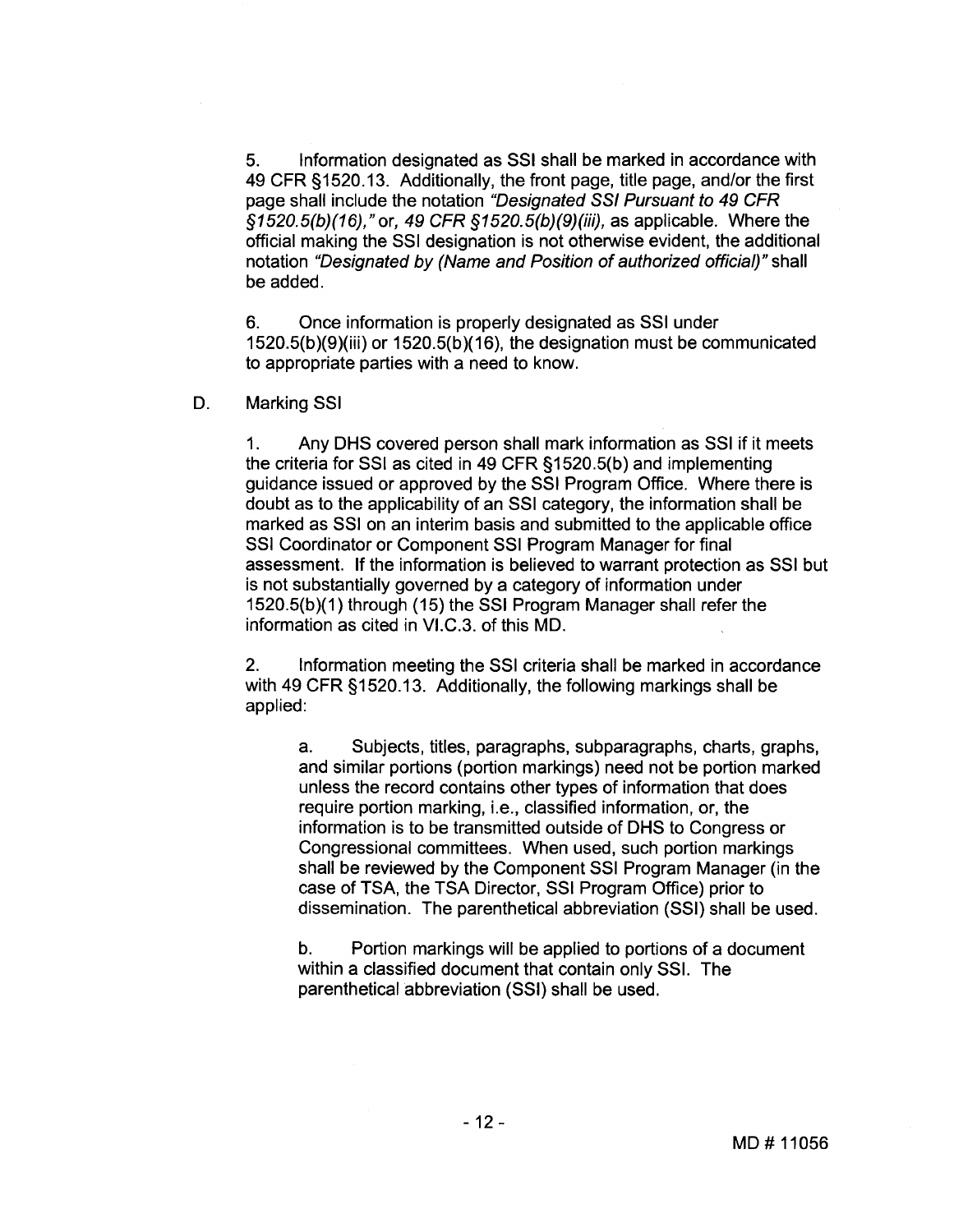5. Information designated as SSI shall be marked in accordance with 49 CFR §1520.13. Additionally, the front page, title page, and/or the first page shall include the notation *"Designated SSI Pursuant to 49 CFR §1520.5(b)(16),"* or, *49 CFR §1520.5(b)(9)(iii),* as applicable. Where the official making the SSI designation is not otherwise evident, the additional notation *"Designated by (Name and Position of authorized official)"* shall be added.

6. Once information is properly designated as SSI under 1520.5(b)(9)(iii) or 1520.5(b)(16), the designation must be communicated to appropriate parties with a need to know.

D. Marking SSI

1. Any DHS covered person shall mark information as SSI if it meets the criteria for SSI as cited in 49 CFR §1520.5(b) and implementing guidance issued or approved by the SSI Program Office. Where there is doubt as to the applicability of an SSI category, the information shall be marked as SSI on an interim basis and submitted to the applicable office SSI Coordinator or Component SSI Program Manager for final assessment. If the information is believed to warrant protection as SSI but is not substantially governed by a category of information under 1520.5(b)(1) through (15) the SSI Program Manager shall refer the information as cited in VI.C.3. of this MD.

2. Information meeting the SSI criteria shall be marked in accordance with 49 CFR §1520.13. Additionally, the following markings shall be applied:

a. Subjects, titles, paragraphs, subparagraphs, charts, graphs, and similar portions (portion markings) need not be portion marked unless the record contains other types of information that does require portion marking, i.e., classified information, or, the information is to be transmitted outside of DHS to Congress or Congressional committees. When used, such portion markings shall be reviewed by the Component SSI Program Manager (in the case of TSA, the TSA Director, SSI Program Office) prior to dissemination. The parenthetical abbreviation (SSI) shall be used.

b. Portion markings will be applied to portions of a document within a classified document that contain only SSI. The parenthetical abbreviation (SSI) shall be used.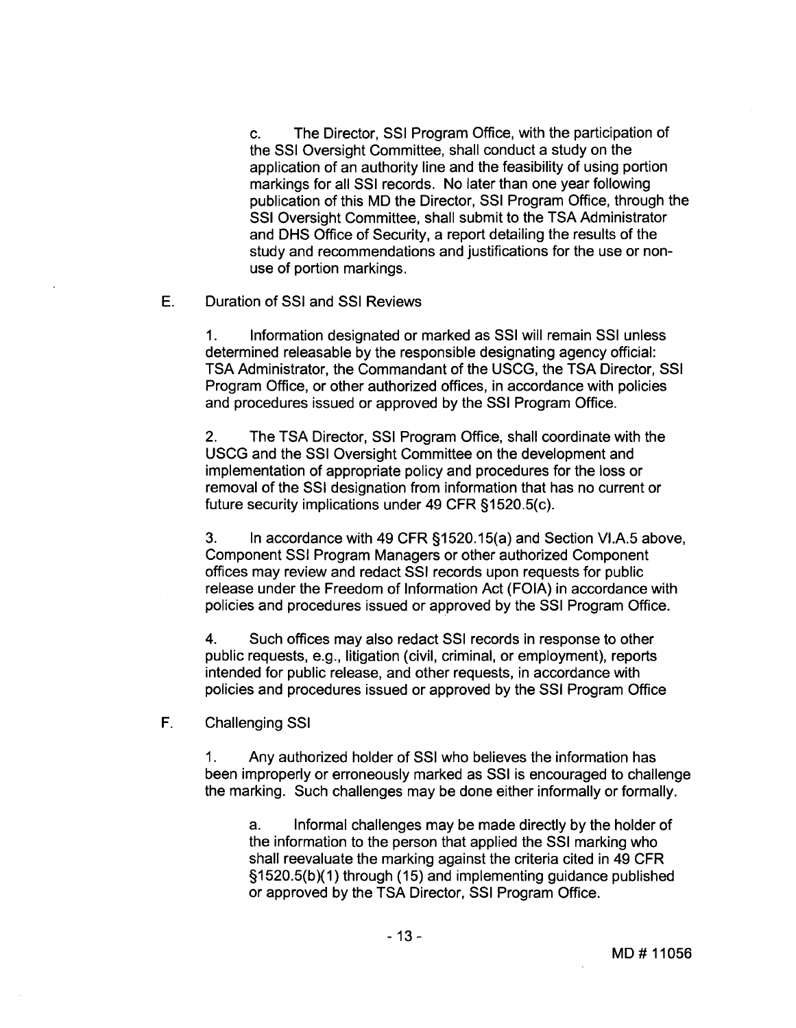c. The Director, SSI Program Office, with the participation of the SSI Oversight Committee, shall conduct a study on the application of an authority line and the feasibility of using portion markings for all SSI records. No later than one year following publication of this MD the Director, SSI Program Office, through the SSI Oversight Committee, shall submit to the TSA Administrator and DHS Office of Security, a report detailing the results of the study and recommendations and justifications for the use or non-use of portion markings.

E. Duration of SSI and SSI Reviews

1. Information designated or marked as SSI will remain SSI unless determined releasable by the responsible designating agency official: TSA Administrator, the Commandant of the USCG, the TSA Director, SSI Program Office, or other authorized offices, in accordance with policies and procedures issued or approved by the SSI Program Office.

2. The TSA Director, SSI Program Office, shall coordinate with the USCG and the SSI Oversight Committee on the development and implementation of appropriate policy and procedures for the loss or removal of the SSI designation from information that has no current or future security implications under 49 CFR §1520.5(c).

3. In accordance with 49 CFR §1520.15(a) and Section VI.A.5 above, Component SSI Program Managers or other authorized Component offices may review and redact SSI records upon requests for public release under the Freedom of Information Act (FOIA) in accordance with policies and procedures issued or approved by the SSI Program Office.

4. Such offices may also redact SSI records in response to other public requests, e.g., litigation (civil, criminal, or employment), reports intended for public release, and other requests, in accordance with policies and procedures issued or approved by the SSI Program Office

F. Challenging SSI

1. Any authorized holder of SSI who believes the information has been improperly or erroneously marked as SSI is encouraged to challenge the marking. Such challenges may be done either informally or formally.

a. Informal challenges may be made directly by the holder of the information to the person that applied the SSI marking who shall reevaluate the marking against the criteria cited in 49 CFR §1520.5(b)(1) through (15) and implementing guidance published or approved by the TSA Director, SSI Program Office.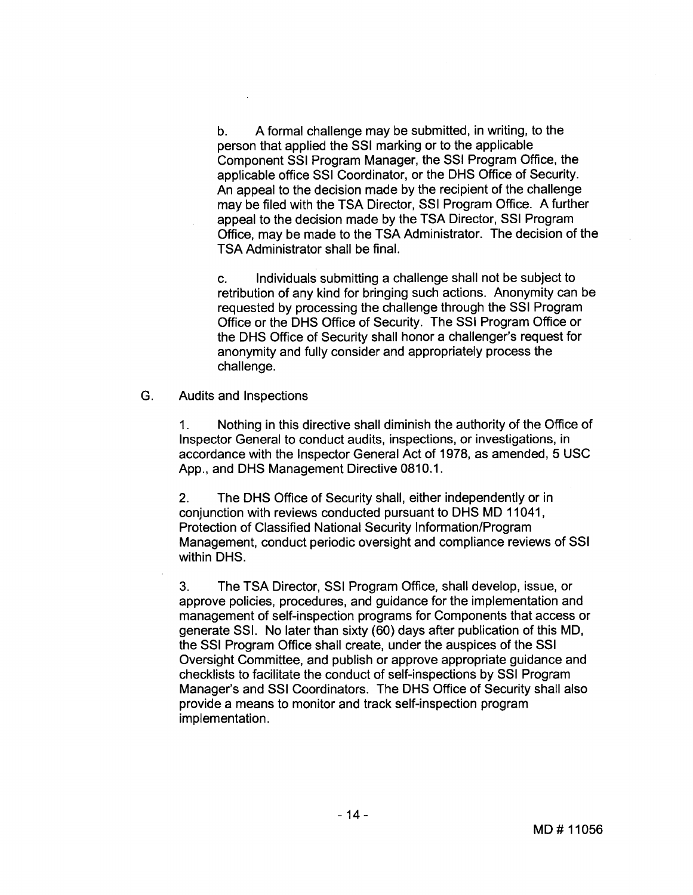b. A formal challenge may be submitted, in writing, to the person that applied the SSI marking or to the applicable Component SSI Program Manager, the SSI Program Office, the applicable office SSI Coordinator, or the DHS Office of Security. An appeal to the decision made by the recipient of the challenge may be filed with the TSA Director, SSI Program Office. A further appeal to the decision made by the TSA Director, SSI Program Office, may be made to the TSA Administrator. The decision of the TSA Administrator shall be final.

c. Individuals submitting a challenge shall not be subject to retribution of any kind for bringing such actions. Anonymity can be requested by processing the challenge through the SSI Program Office or the DHS Office of Security. The SSI Program Office or the DHS Office of Security shall honor a challenger's request for anonymity and fully consider and appropriately process the challenge.

G. Audits and Inspections

1. Nothing in this directive shall diminish the authority of the Office of Inspector General to conduct audits, inspections, or investigations, in accordance with the Inspector General Act of 1978, as amended, 5 USC App., and DHS Management Directive 0810.1.

2. The DHS Office of Security shall, either independently or in conjunction with reviews conducted pursuant to DHS MD 11041, Protection of Classified National Security Information/Program Management, conduct periodic oversight and compliance reviews of SSI within DHS.

3. The TSA Director, SSI Program Office, shall develop, issue, or approve policies, procedures, and guidance for the implementation and management of self-inspection programs for Components that access or generate SSI. No later than sixty (60) days after publication of this MD, the SSI Program Office shall create, under the auspices of the SSI Oversight Committee, and publish or approve appropriate guidance and checklists to facilitate the conduct of self-inspections by SSI Program Manager's and SSI Coordinators. The DHS Office of Security shall also provide a means to monitor and track self-inspection program implementation.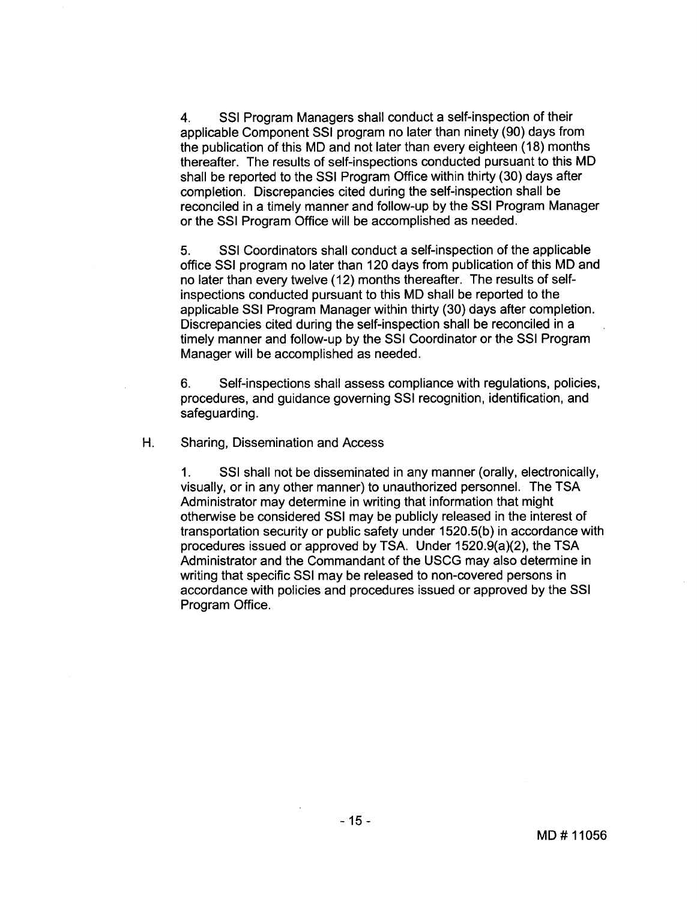4. SSI Program Managers shall conduct a self-inspection of their applicable Component SSI program no later than ninety (90) days from the publication of this MD and not later than every eighteen (18) months thereafter. The results of self-inspections conducted pursuant to this MD shall be reported to the SSI Program Office within thirty (30) days after completion. Discrepancies cited during the self-inspection shall be reconciled in a timely manner and follow-up by the SSI Program Manager or the SSI Program Office will be accomplished as needed.

5. SSI Coordinators shall conduct a self-inspection of the applicable office SSI program no later than 120 days from publication of this MD and no later than every twelve (12) months thereafter. The results of self-inspections conducted pursuant to this MD shall be reported to the applicable SSI Program Manager within thirty (30) days after completion. Discrepancies cited during the self-inspection shall be reconciled in a timely manner and follow-up by the SSI Coordinator or the SSI Program Manager will be accomplished as needed.

6. Self-inspections shall assess compliance with regulations, policies, procedures, and guidance governing SSI recognition, identification, and safeguarding.

H. Sharing, Dissemination and Access

1. SSI shall not be disseminated in any manner (orally, electronically, visually, or in any other manner) to unauthorized personnel. The TSA Administrator may determine in writing that information that might otherwise be considered SSI may be publicly released in the interest of transportation security or public safety under 1520.5(b) in accordance with procedures issued or approved by TSA. Under 1520.9(a)(2), the TSA Administrator and the Commandant of the USCG may also determine in writing that specific SSI may be released to non-covered persons in accordance with policies and procedures issued or approved by the SSI Program Office.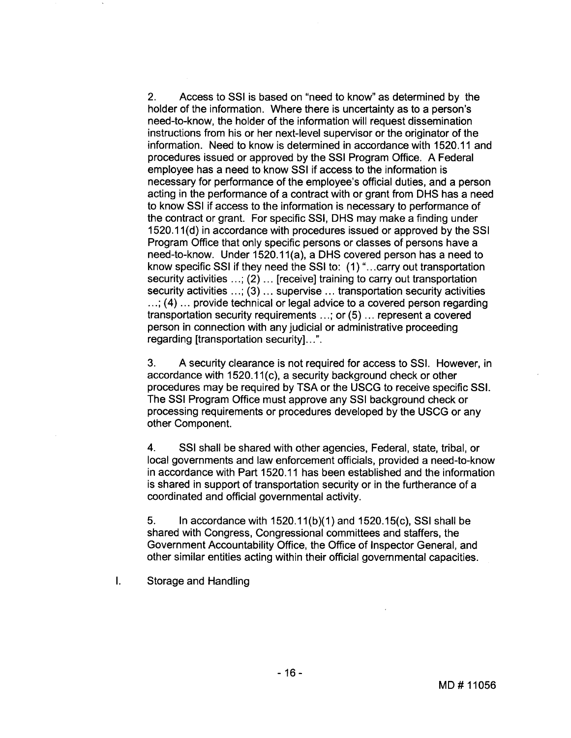2. Access to SSI is based on "need to know" as determined by the holder of the information. Where there is uncertainty as to a person's need-to-know, the holder of the information will request dissemination instructions from his or her next-level supervisor or the originator of the information. Need to know is determined in accordance with 1520.11 and procedures issued or approved by the SSI Program Office. A Federal employee has a need to know SSI if access to the information is necessary for performance of the employee's official duties, and a person acting in the performance of a contract with or grant from DHS has a need to know SSI if access to the information is necessary to performance of the contract or grant. For specific SSI, DHS may make a finding under 1520.11(d) in accordance with procedures issued or approved by the SSI Program Office that only specific persons or classes of persons have a need-to-know. Under 1520.11(a), a DHS covered person has a need to know specific SSI if they need the SSI to: (1) "...carry out transportation security activities ...; (2) ... [receive] training to carry out transportation security activities ...; (3) ... supervise ... transportation security activities ...; (4) ... provide technical or legal advice to a covered person regarding transportation security requirements ...; or (5) ... represent a covered person in connection with any judicial or administrative proceeding regarding [transportation security]...".

3. A security clearance is not required for access to SSI. However, in accordance with 1520.11(c), a security background check or other procedures may be required by TSA or the USCG to receive specific SSI. The SSI Program Office must approve any SSI background check or processing requirements or procedures developed by the USCG or any other Component.

4. SSI shall be shared with other agencies, Federal, state, tribal, or local governments and law enforcement officials, provided a need-to-know in accordance with Part 1520.11 has been established and the information is shared in support of transportation security or in the furtherance of a coordinated and official governmental activity.

5. In accordance with 1520.11(b)(1) and 1520.15(c), SSI shall be shared with Congress, Congressional committees and staffers, the Government Accountability Office, the Office of Inspector General, and other similar entities acting within their official governmental capacities.

I. Storage and Handling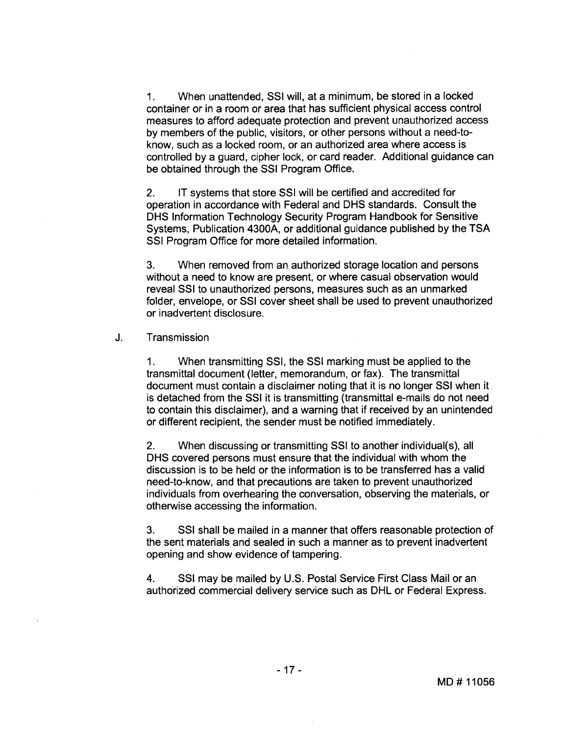1. When unattended, SSI will, at a minimum, be stored in a locked container or in a room or area that has sufficient physical access control measures to afford adequate protection and prevent unauthorized access by members of the public, visitors, or other persons without a need-to-know, such as a locked room, or an authorized area where access is controlled by a guard, cipher lock, or card reader. Additional guidance can be obtained through the SSI Program Office.

2. IT systems that store SSI will be certified and accredited for operation in accordance with Federal and DHS standards. Consult the DHS Information Technology Security Program Handbook for Sensitive Systems, Publication 4300A, or additional guidance published by the TSA SSI Program Office for more detailed information.

3. When removed from an authorized storage location and persons without a need to know are present, or where casual observation would reveal SSI to unauthorized persons, measures such as an unmarked folder, envelope, or SSI cover sheet shall be used to prevent unauthorized or inadvertent disclosure.

J. Transmission

1. When transmitting SSI, the SSI marking must be applied to the transmittal document (letter, memorandum, or fax). The transmittal document must contain a disclaimer noting that it is no longer SSI when it is detached from the SSI it is transmitting (transmittal e-mails do not need to contain this disclaimer), and a warning that if received by an unintended or different recipient, the sender must be notified immediately.

2. When discussing or transmitting SSI to another individual(s), all DHS covered persons must ensure that the individual with whom the discussion is to be held or the information is to be transferred has a valid need-to-know, and that precautions are taken to prevent unauthorized individuals from overhearing the conversation, observing the materials, or otherwise accessing the information.

3. SSI shall be mailed in a manner that offers reasonable protection of the sent materials and sealed in such a manner as to prevent inadvertent opening and show evidence of tampering.

4. SSI may be mailed by U.S. Postal Service First Class Mail or an authorized commercial delivery service such as DHL or Federal Express.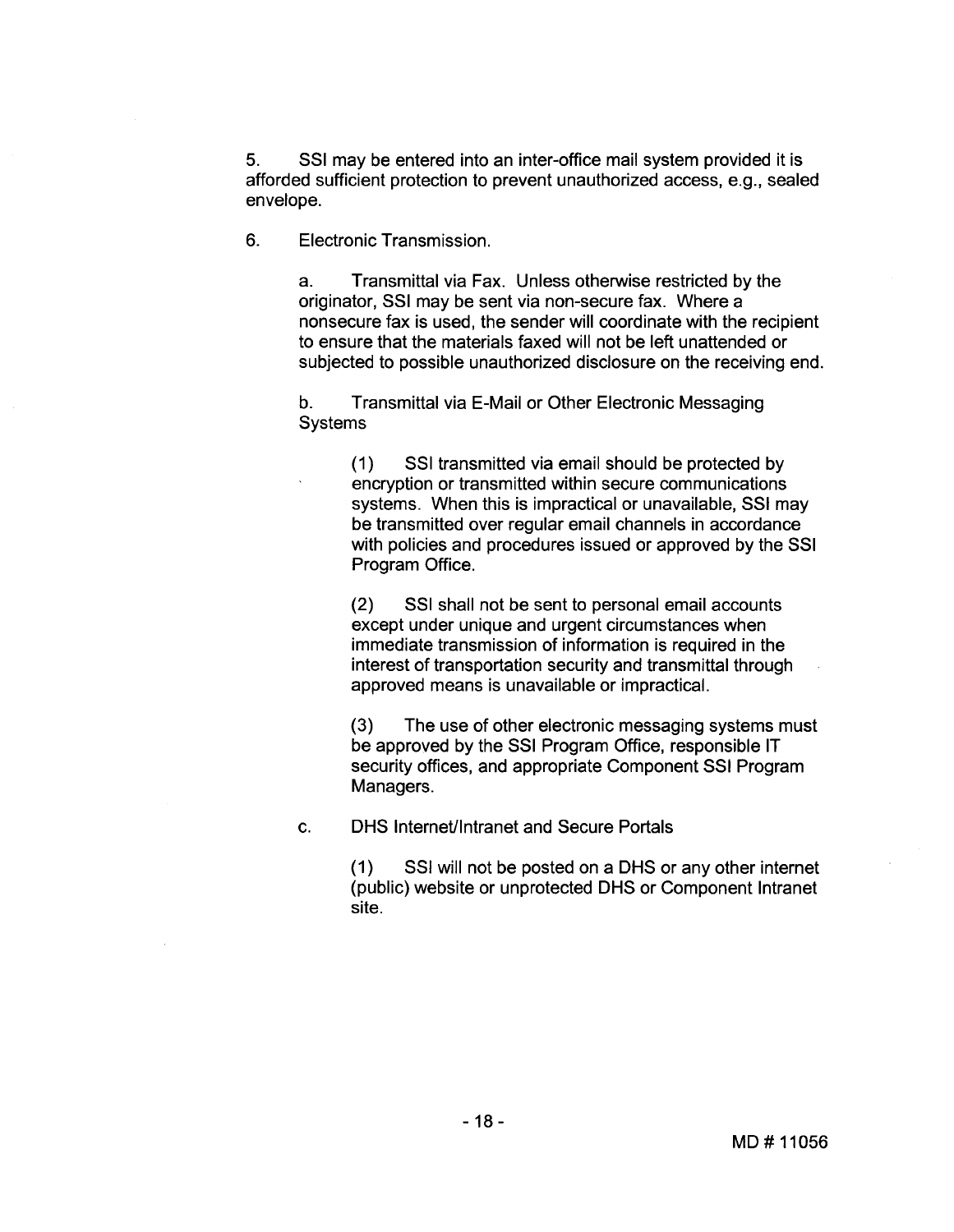5. SSI may be entered into an inter-office mail system provided it is afforded sufficient protection to prevent unauthorized access, e.g., sealed envelope.

6. Electronic Transmission.

   a. Transmittal via Fax. Unless otherwise restricted by the originator, SSI may be sent via non-secure fax. Where a nonsecure fax is used, the sender will coordinate with the recipient to ensure that the materials faxed will not be left unattended or subjected to possible unauthorized disclosure on the receiving end.

   b. Transmittal via E-Mail or Other Electronic Messaging Systems

      (1) SSI transmitted via email should be protected by encryption or transmitted within secure communications systems. When this is impractical or unavailable, SSI may be transmitted over regular email channels in accordance with policies and procedures issued or approved by the SSI Program Office.

      (2) SSI shall not be sent to personal email accounts except under unique and urgent circumstances when immediate transmission of information is required in the interest of transportation security and transmittal through approved means is unavailable or impractical.

      (3) The use of other electronic messaging systems must be approved by the SSI Program Office, responsible IT security offices, and appropriate Component SSI Program Managers.

   c. DHS Internet/Intranet and Secure Portals

      (1) SSI will not be posted on a DHS or any other internet (public) website or unprotected DHS or Component Intranet site.

MD # 11056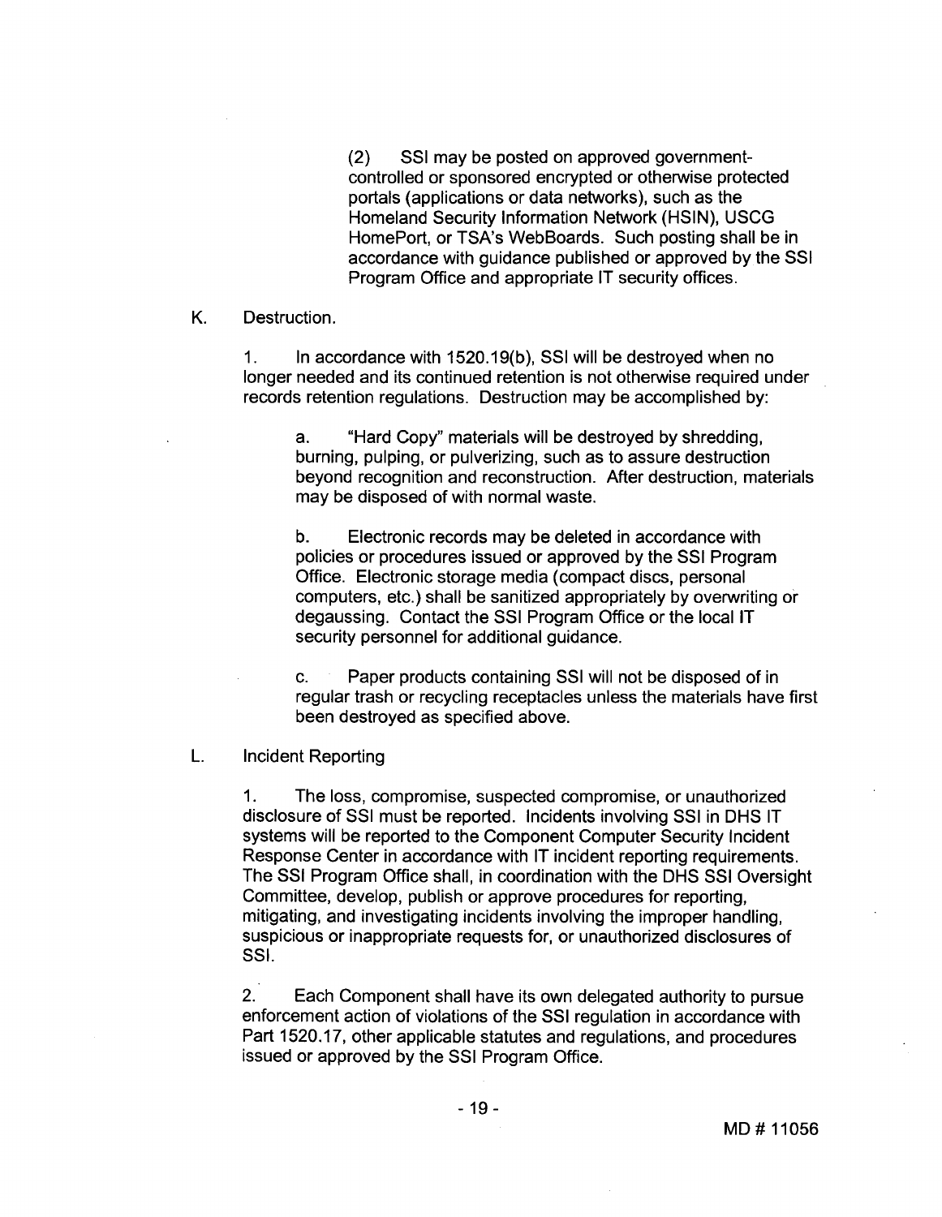(2) SSI may be posted on approved government-controlled or sponsored encrypted or otherwise protected portals (applications or data networks), such as the Homeland Security Information Network (HSIN), USCG HomePort, or TSA's WebBoards. Such posting shall be in accordance with guidance published or approved by the SSI Program Office and appropriate IT security offices.

K. Destruction.

1. In accordance with 1520.19(b), SSI will be destroyed when no longer needed and its continued retention is not otherwise required under records retention regulations. Destruction may be accomplished by:

a. "Hard Copy" materials will be destroyed by shredding, burning, pulping, or pulverizing, such as to assure destruction beyond recognition and reconstruction. After destruction, materials may be disposed of with normal waste.

b. Electronic records may be deleted in accordance with policies or procedures issued or approved by the SSI Program Office. Electronic storage media (compact discs, personal computers, etc.) shall be sanitized appropriately by overwriting or degaussing. Contact the SSI Program Office or the local IT security personnel for additional guidance.

c. Paper products containing SSI will not be disposed of in regular trash or recycling receptacles unless the materials have first been destroyed as specified above.

L. Incident Reporting

1. The loss, compromise, suspected compromise, or unauthorized disclosure of SSI must be reported. Incidents involving SSI in DHS IT systems will be reported to the Component Computer Security Incident Response Center in accordance with IT incident reporting requirements. The SSI Program Office shall, in coordination with the DHS SSI Oversight Committee, develop, publish or approve procedures for reporting, mitigating, and investigating incidents involving the improper handling, suspicious or inappropriate requests for, or unauthorized disclosures of SSI.

2. Each Component shall have its own delegated authority to pursue enforcement action of violations of the SSI regulation in accordance with Part 1520.17, other applicable statutes and regulations, and procedures issued or approved by the SSI Program Office.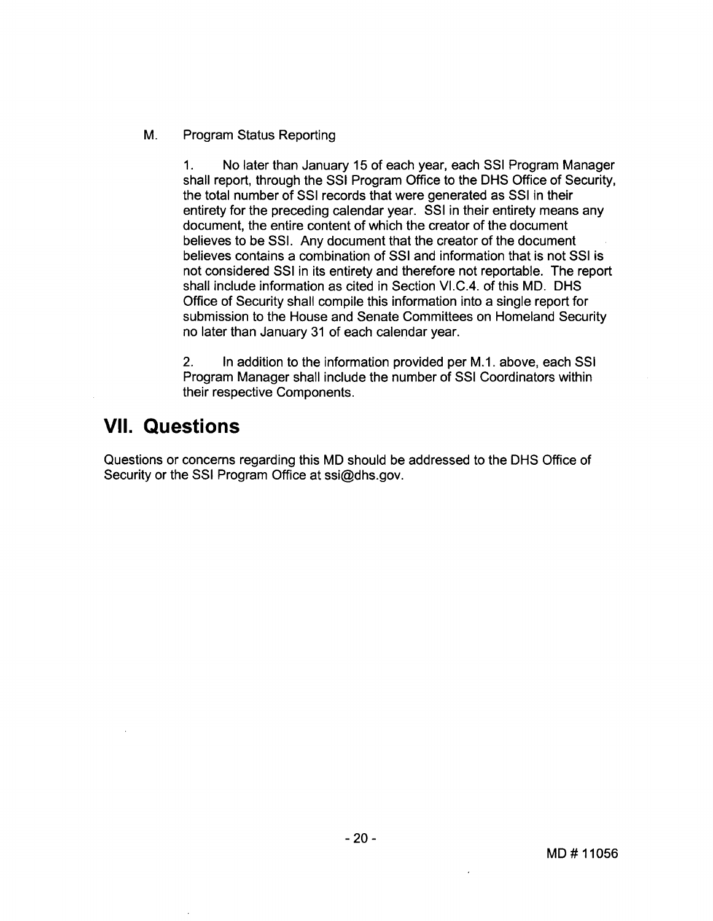M. Program Status Reporting

1. No later than January 15 of each year, each SSI Program Manager shall report, through the SSI Program Office to the DHS Office of Security, the total number of SSI records that were generated as SSI in their entirety for the preceding calendar year. SSI in their entirety means any document, the entire content of which the creator of the document believes to be SSI. Any document that the creator of the document believes contains a combination of SSI and information that is not SSI is not considered SSI in its entirety and therefore not reportable. The report shall include information as cited in Section VI.C.4. of this MD. DHS Office of Security shall compile this information into a single report for submission to the House and Senate Committees on Homeland Security no later than January 31 of each calendar year.

2. In addition to the information provided per M.1. above, each SSI Program Manager shall include the number of SSI Coordinators within their respective Components.

# VII. Questions

Questions or concerns regarding this MD should be addressed to the DHS Office of Security or the SSI Program Office at ssi@dhs.gov.